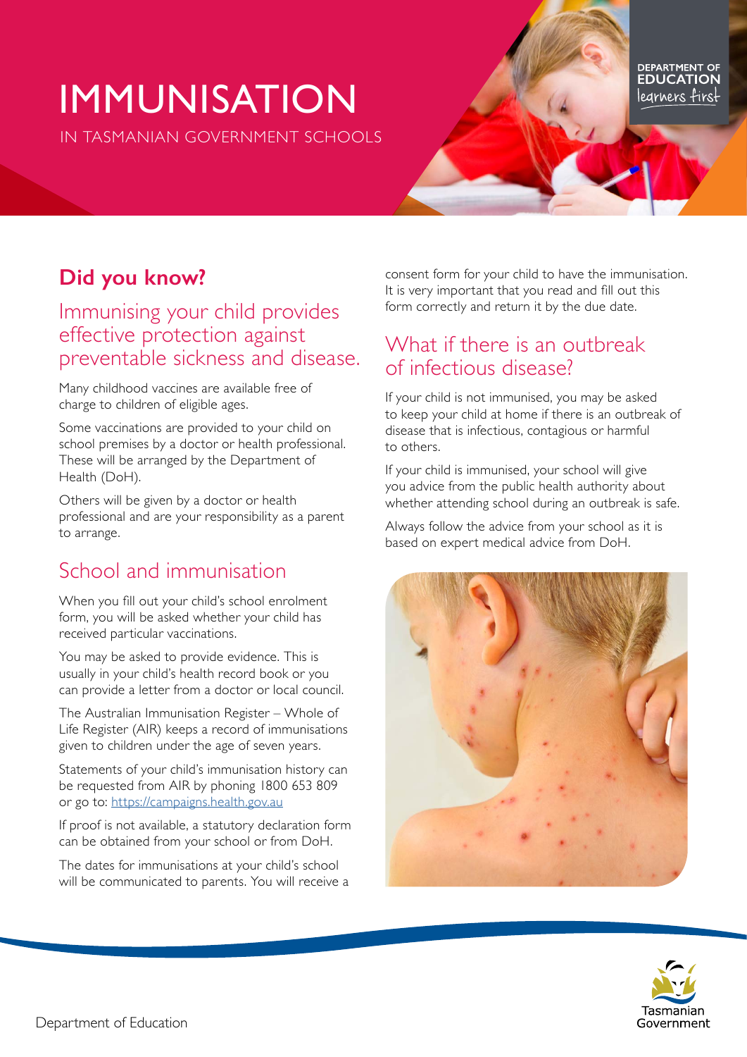# IMMUNISATION

IN TASMANIAN GOVERNMENT SCHOOLS

## Did you know?

### Immunising your child provides effective protection against preventable sickness and disease.

Many childhood vaccines are available free of charge to children of eligible ages.

Some vaccinations are provided to your child on school premises by a doctor or health professional. These will be arranged by the Department of Health (DoH).

Others will be given by a doctor or health professional and are your responsibility as a parent to arrange.

### School and immunisation

When you fill out your child's school enrolment form, you will be asked whether your child has received particular vaccinations.

You may be asked to provide evidence. This is usually in your child's health record book or you can provide a letter from a doctor or local council.

The Australian Immunisation Register – Whole of Life Register (AIR) keeps a record of immunisations given to children under the age of seven years.

Statements of your child's immunisation history can be requested from AIR by phoning 1800 653 809 or go to: https://campaigns.health.gov.au

If proof is not available, a statutory declaration form can be obtained from your school or from DoH.

The dates for immunisations at your child's school will be communicated to parents. You will receive a consent form for your child to have the immunisation. It is very important that you read and fill out this form correctly and return it by the due date.

### What if there is an outbreak of infectious disease?

If your child is not immunised, you may be asked to keep your child at home if there is an outbreak of disease that is infectious, contagious or harmful to others.

If your child is immunised, your school will give you advice from the public health authority about whether attending school during an outbreak is safe.

Always follow the advice from your school as it is based on expert medical advice from DoH.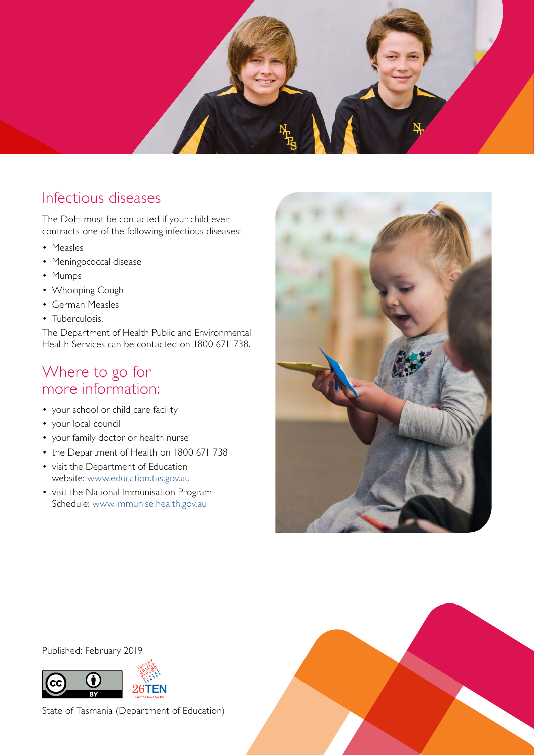## Infectious diseases

The DoH must be contacted if your child ever contracts one of the following infectious diseases:

- Measles
- Meningococcal disease
- Mumps
- Whooping Cough
- German Measles
- Tuberculosis.

The Department of Health Public and Environmental Health Services can be contacted on 1800 671 738.

## Where to go for more information:

- your school or child care facility
- your local council
- your family doctor or health nurse
- the Department of Health on 1800 671 738
- visit the Department of Education website: www.education.tas.gov.au
- visit the National Immunisation Program Schedule: www.immunise.health.gov.au

Published: February 2019

State of Tasmania (Department of Education)